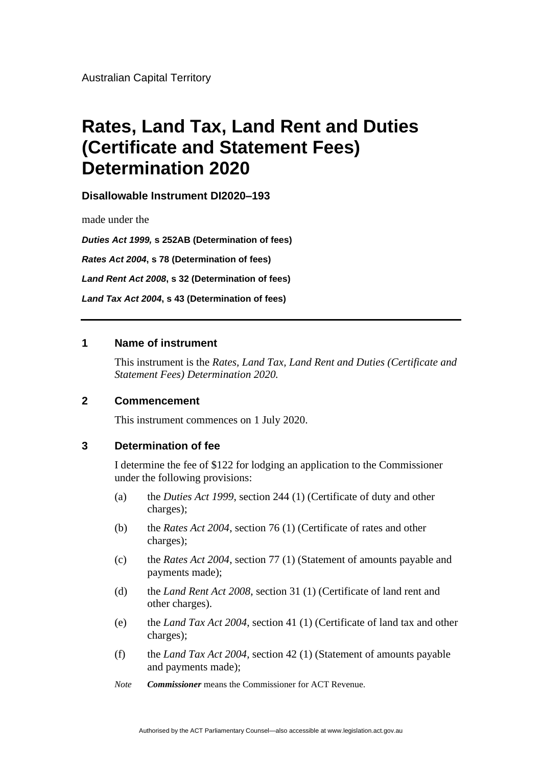Australian Capital Territory

# Rates, Land Tax, Land Rent and Duties (Certificate and Statement Fees) Determination 2020

**Disallowable Instrument DI2020–193**

made under the

***Duties Act 1999,* s 252AB (Determination of fees)**

***Rates Act 2004*, s 78 (Determination of fees)**

***Land Rent Act 2008*, s 32 (Determination of fees)**

***Land Tax Act 2004*, s 43 (Determination of fees)**

---

## 1 Name of instrument

This instrument is the *Rates, Land Tax, Land Rent and Duties (Certificate and Statement Fees) Determination 2020.*

## 2 Commencement

This instrument commences on 1 July 2020.

## 3 Determination of fee

I determine the fee of $122 for lodging an application to the Commissioner under the following provisions:

(a) the *Duties Act 1999*, section 244 (1) (Certificate of duty and other charges);

(b) the *Rates Act 2004*, section 76 (1) (Certificate of rates and other charges);

(c) the *Rates Act 2004*, section 77 (1) (Statement of amounts payable and payments made);

(d) the *Land Rent Act 2008*, section 31 (1) (Certificate of land rent and other charges).

(e) the *Land Tax Act 2004*, section 41 (1) (Certificate of land tax and other charges);

(f) the *Land Tax Act 2004*, section 42 (1) (Statement of amounts payable and payments made);

*Note* ***Commissioner*** means the Commissioner for ACT Revenue.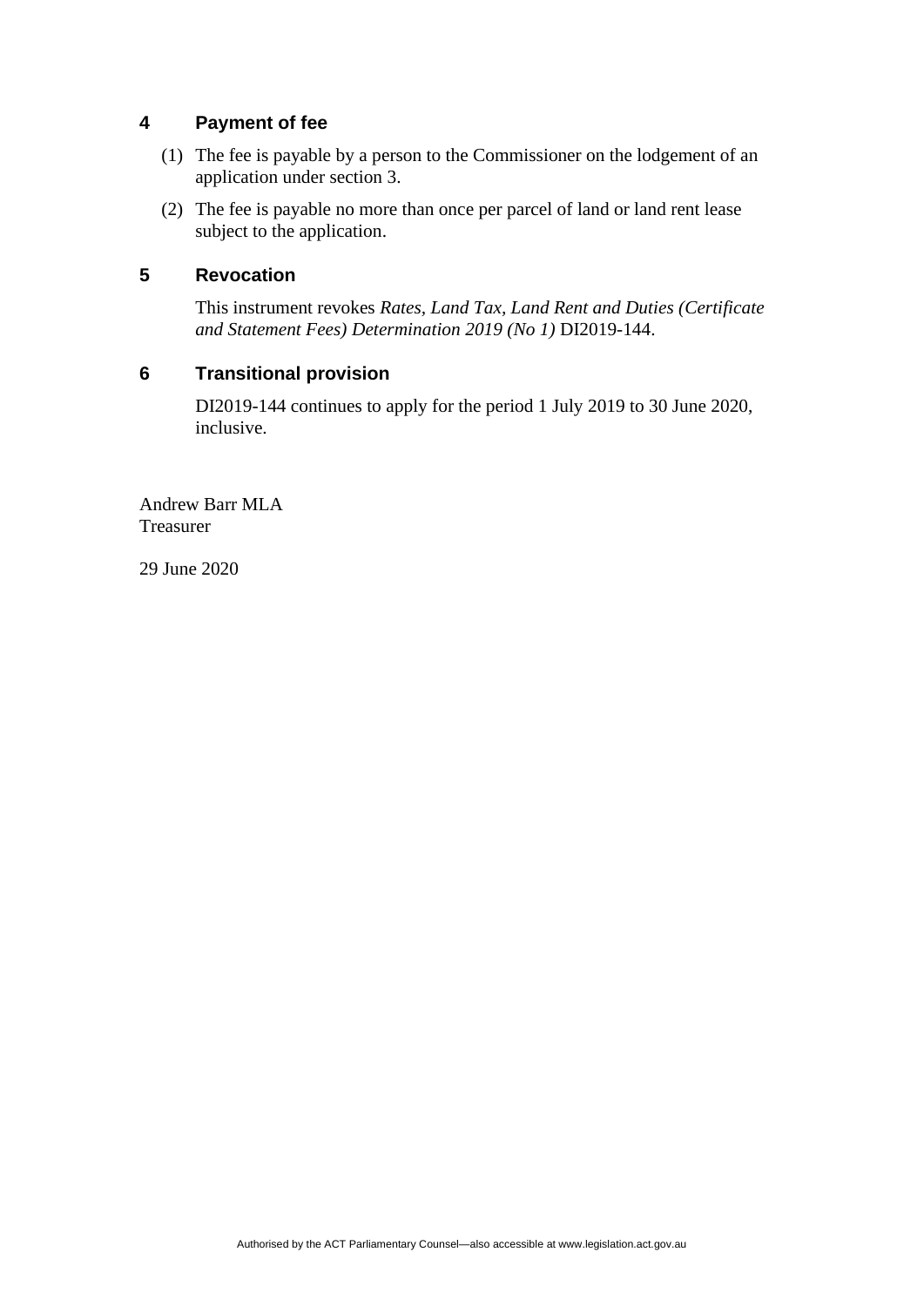## 4 Payment of fee

(1) The fee is payable by a person to the Commissioner on the lodgement of an application under section 3.

(2) The fee is payable no more than once per parcel of land or land rent lease subject to the application.

## 5 Revocation

This instrument revokes *Rates, Land Tax, Land Rent and Duties (Certificate and Statement Fees) Determination 2019 (No 1)* DI2019-144.

## 6 Transitional provision

DI2019-144 continues to apply for the period 1 July 2019 to 30 June 2020, inclusive.

Andrew Barr MLA
Treasurer

29 June 2020